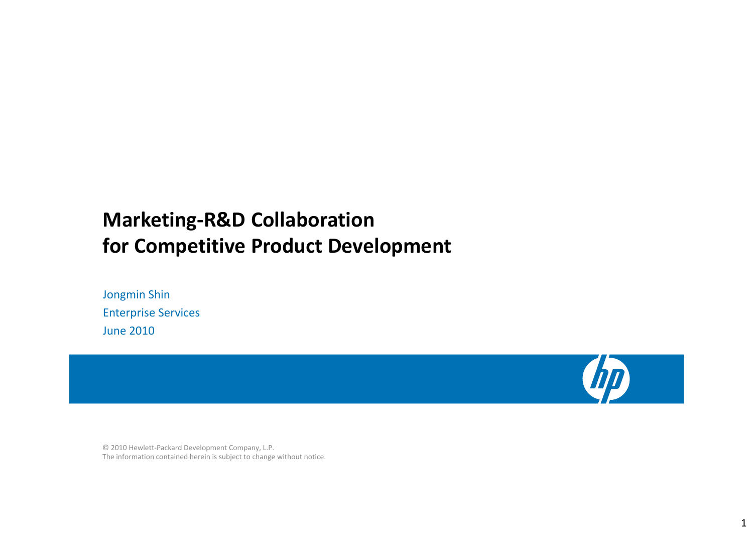# Marketing-R&D Collaboration for Competitive Product Development

Jongmin Shin
Enterprise Services
June 2010

© 2010 Hewlett-Packard Development Company, L.P.
The information contained herein is subject to change without notice.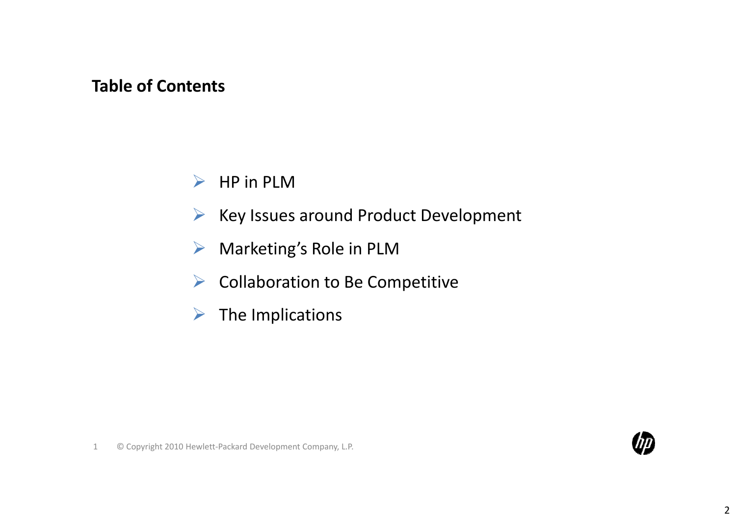## Table of Contents

- HP in PLM
- Key Issues around Product Development
- Marketing's Role in PLM
- Collaboration to Be Competitive
- The Implications

© Copyright 2010 Hewlett-Packard Development Company, L.P.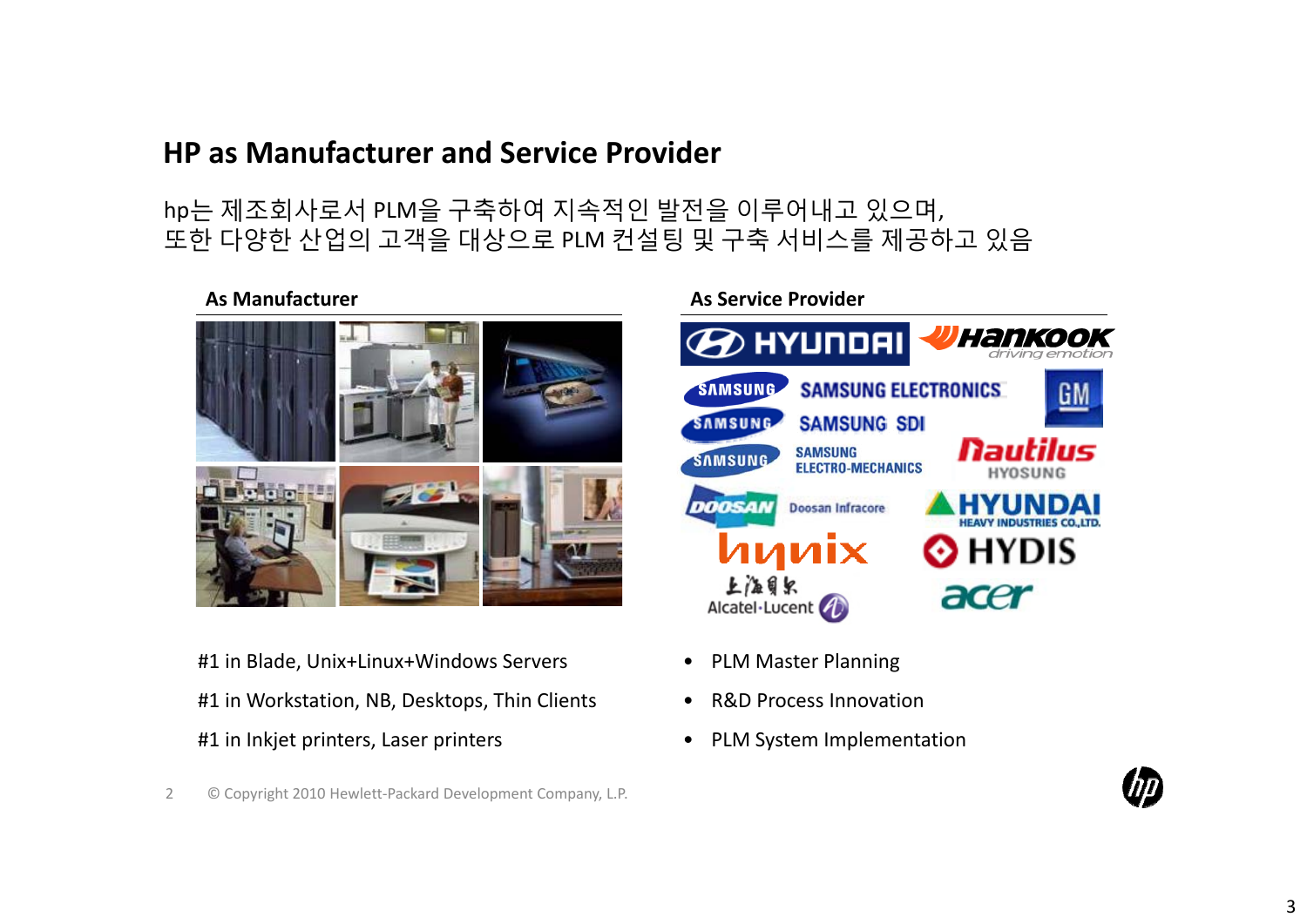## HP as Manufacturer and Service Provider

hp는 제조회사로서 PLM을 구축하여 지속적인 발전을 이루어내고 있으며,
또한 다양한 산업의 고객을 대상으로 PLM 컨설팅 및 구축 서비스를 제공하고 있음

### As Manufacturer

#1 in Blade, Unix+Linux+Windows Servers

#1 in Workstation, NB, Desktops, Thin Clients

#1 in Inkjet printers, Laser printers

### As Service Provider

HYUNDAI, HANKOOK driving emotion, SAMSUNG ELECTRONICS, GM, SAMSUNG SDI, SAMSUNG ELECTRO-MECHANICS, Nautilus HYOSUNG, DOOSAN Doosan Infracore, HYUNDAI HEAVY INDUSTRIES CO.,LTD., hynix, HYDIS, 上海贝尔 Alcatel·Lucent, acer

- PLM Master Planning
- R&D Process Innovation
- PLM System Implementation

© Copyright 2010 Hewlett-Packard Development Company, L.P.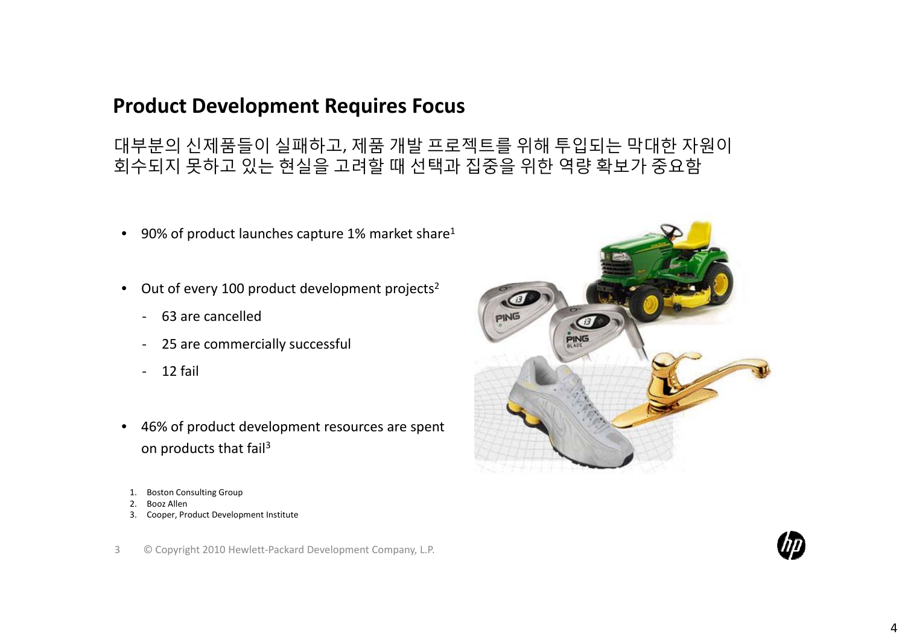## Product Development Requires Focus

대부분의 신제품들이 실패하고, 제품 개발 프로젝트를 위해 투입되는 막대한 자원이 회수되지 못하고 있는 현실을 고려할 때 선택과 집중을 위한 역량 확보가 중요함

- 90% of product launches capture 1% market share[1]
- Out of every 100 product development projects[2]
  - 63 are cancelled
  - 25 are commercially successful
  - 12 fail
- 46% of product development resources are spent on products that fail[3]

1. Boston Consulting Group
2. Booz Allen
3. Cooper, Product Development Institute

© Copyright 2010 Hewlett-Packard Development Company, L.P.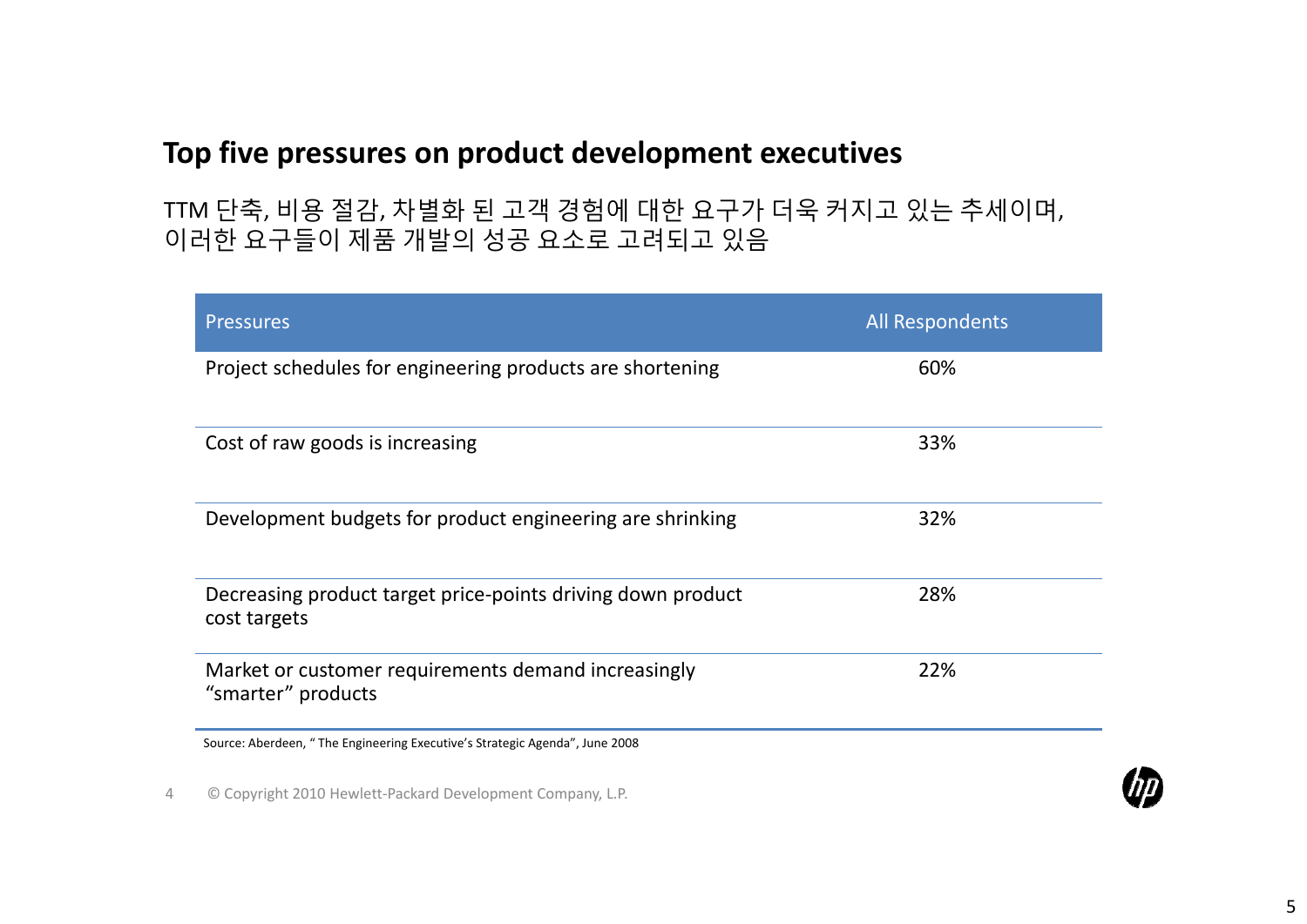## Top five pressures on product development executives

TTM 단축, 비용 절감, 차별화 된 고객 경험에 대한 요구가 더욱 커지고 있는 추세이며, 이러한 요구들이 제품 개발의 성공 요소로 고려되고 있음

| Pressures | All Respondents |
|---|---|
| Project schedules for engineering products are shortening | 60% |
| Cost of raw goods is increasing | 33% |
| Development budgets for product engineering are shrinking | 32% |
| Decreasing product target price-points driving down product cost targets | 28% |
| Market or customer requirements demand increasingly "smarter" products | 22% |

Source: Aberdeen, " The Engineering Executive's Strategic Agenda", June 2008

© Copyright 2010 Hewlett-Packard Development Company, L.P.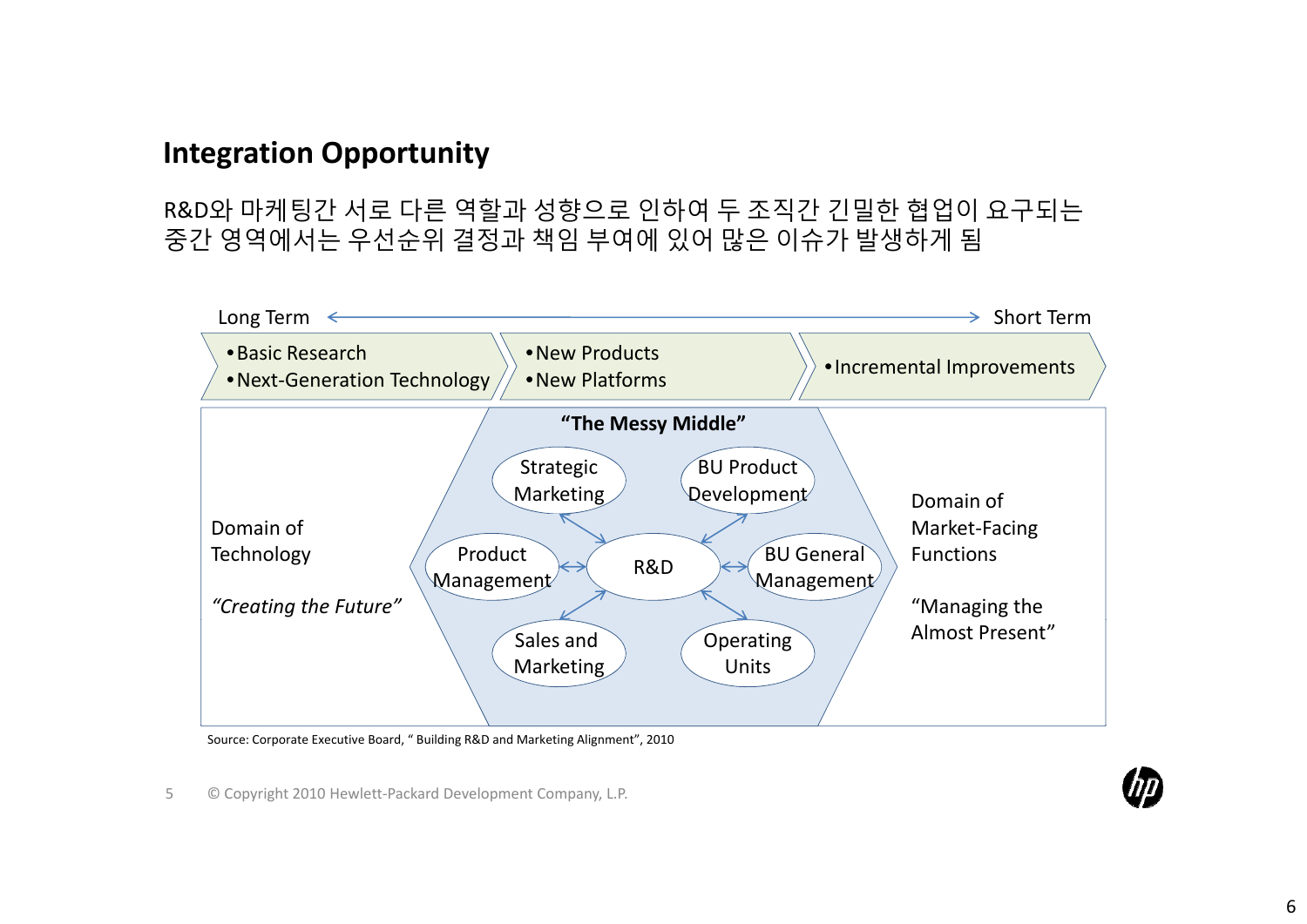## Integration Opportunity

R&D와 마케팅간 서로 다른 역할과 성향으로 인하여 두 조직간 긴밀한 협업이 요구되는 중간 영역에서는 우선순위 결정과 책임 부여에 있어 많은 이슈가 발생하게 됨

Long Term ← → Short Term

- Basic Research
- Next-Generation Technology

- New Products
- New Platforms

- Incremental Improvements

Domain of Technology

*"Creating the Future"*

**"The Messy Middle"**

Strategic Marketing, BU Product Development, Product Management, R&D, BU General Management, Sales and Marketing, Operating Units

Domain of Market-Facing Functions

"Managing the Almost Present"

Source: Corporate Executive Board, " Building R&D and Marketing Alignment", 2010

© Copyright 2010 Hewlett-Packard Development Company, L.P.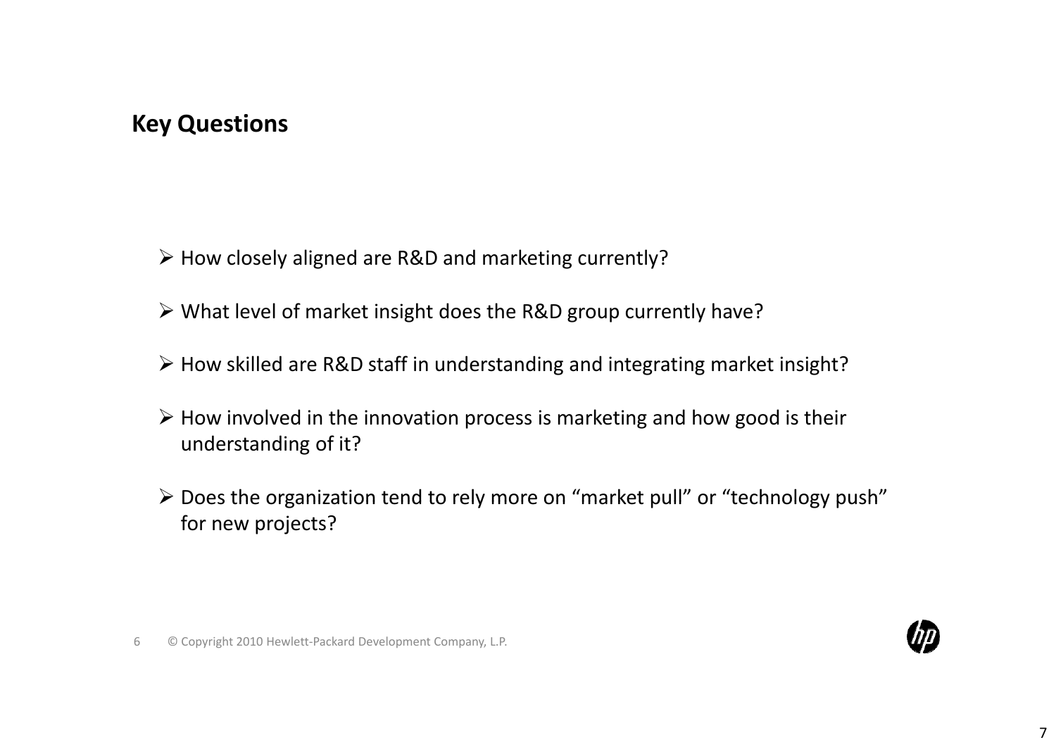## Key Questions

- How closely aligned are R&D and marketing currently?
- What level of market insight does the R&D group currently have?
- How skilled are R&D staff in understanding and integrating market insight?
- How involved in the innovation process is marketing and how good is their understanding of it?
- Does the organization tend to rely more on "market pull" or "technology push" for new projects?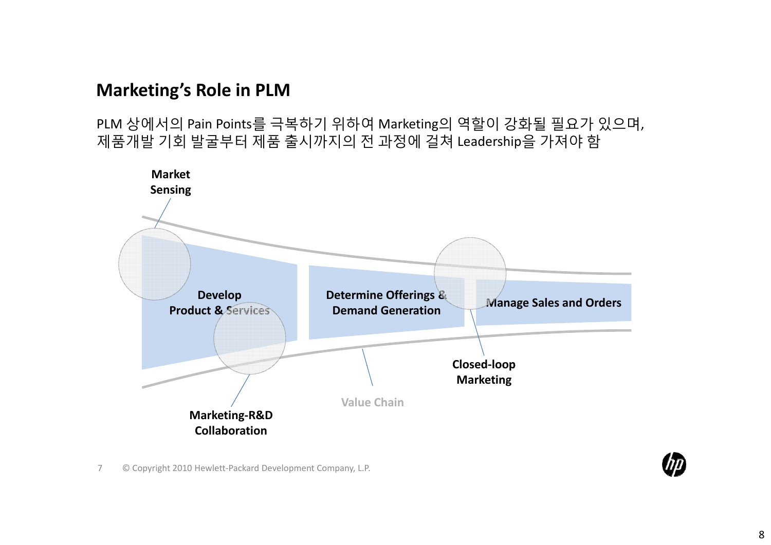## Marketing's Role in PLM

PLM 상에서의 Pain Points를 극복하기 위하여 Marketing의 역할이 강화될 필요가 있으며,
제품개발 기회 발굴부터 제품 출시까지의 전 과정에 걸쳐 Leadership을 가져야 함

**Market Sensing**

**Develop Product & Services**

**Determine Offerings & Demand Generation**

**Manage Sales and Orders**

**Closed-loop Marketing**

Value Chain

**Marketing-R&D Collaboration**

© Copyright 2010 Hewlett-Packard Development Company, L.P.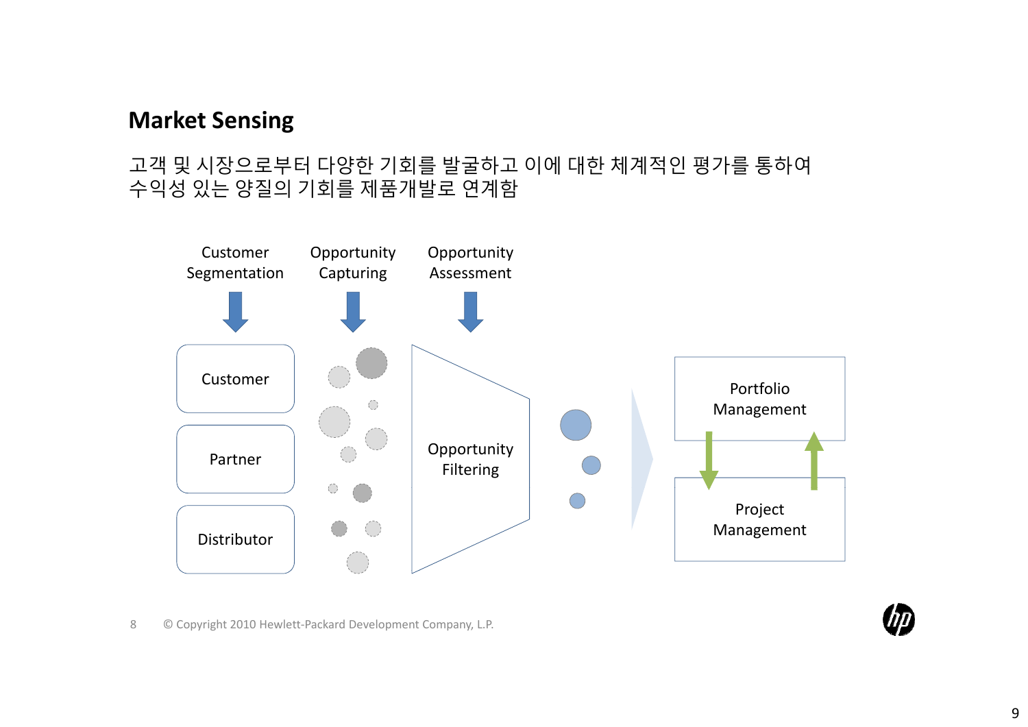## Market Sensing

고객 및 시장으로부터 다양한 기회를 발굴하고 이에 대한 체계적인 평가를 통하여 수익성 있는 양질의 기회를 제품개발로 연계함

Customer Segmentation

Opportunity Capturing

Opportunity Assessment

Customer

Partner

Distributor

Opportunity Filtering

Portfolio Management

Project Management

© Copyright 2010 Hewlett-Packard Development Company, L.P.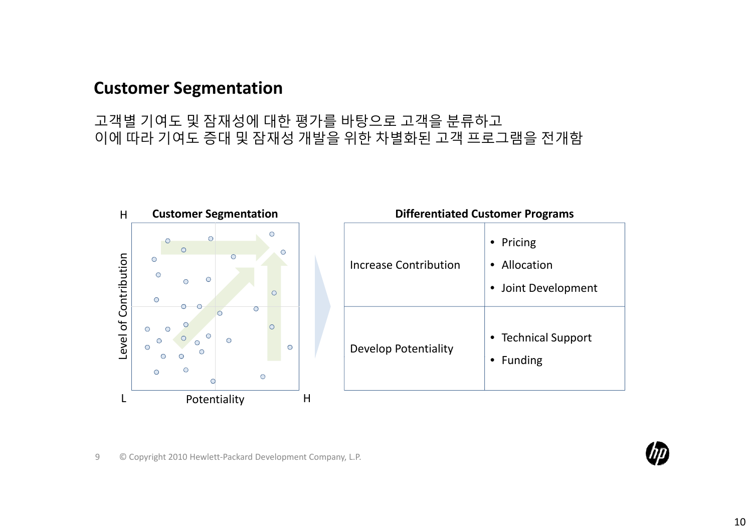## Customer Segmentation

고객별 기여도 및 잠재성에 대한 평가를 바탕으로 고객을 분류하고
이에 따라 기여도 증대 및 잠재성 개발을 위한 차별화된 고객 프로그램을 전개함

**Customer Segmentation**

Level of Contribution (L–H) / Potentiality (L–H)

**Differentiated Customer Programs**

| | |
|---|---|
| Increase Contribution | • Pricing<br>• Allocation<br>• Joint Development |
| Develop Potentiality | • Technical Support<br>• Funding |

9 © Copyright 2010 Hewlett-Packard Development Company, L.P.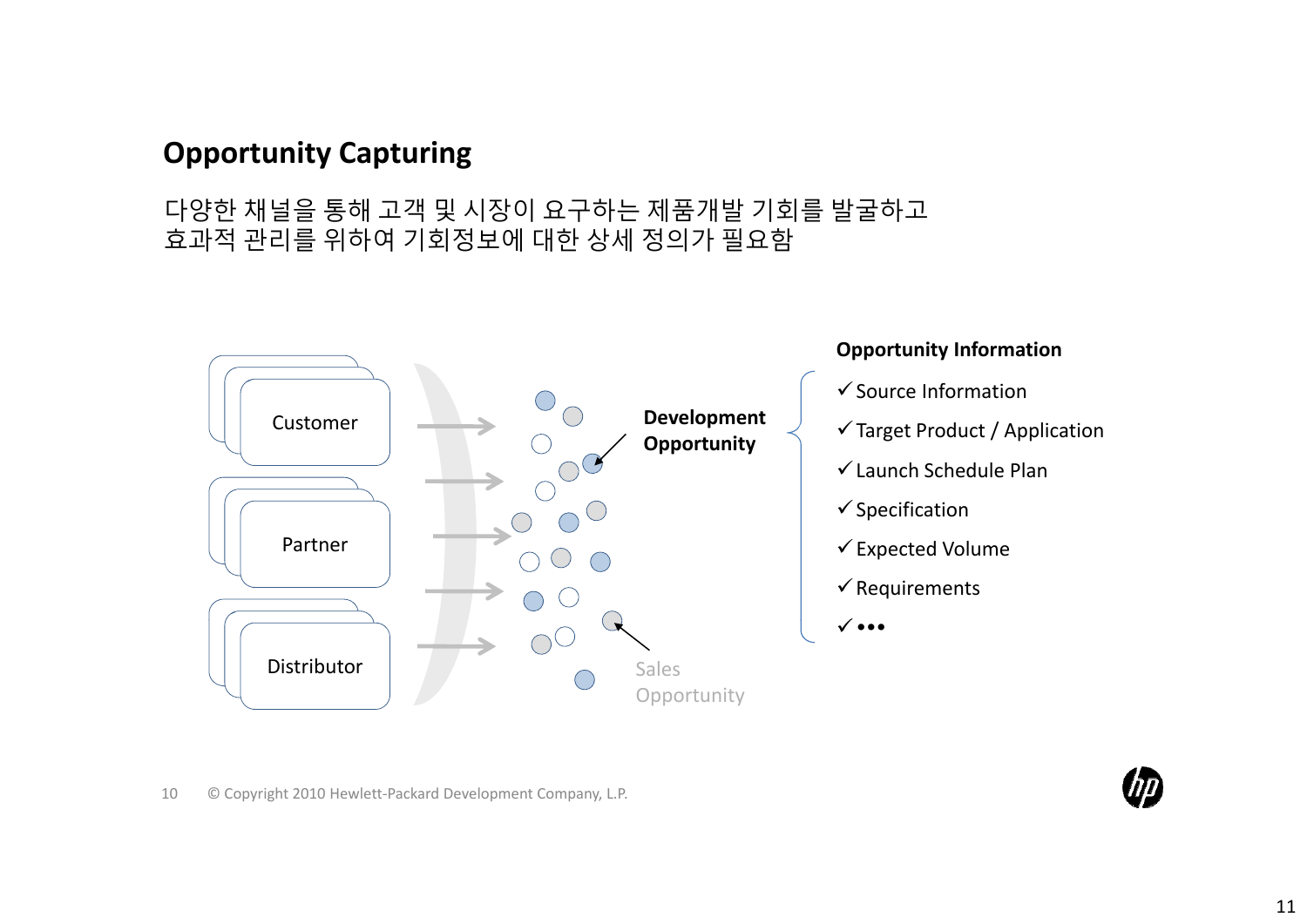## Opportunity Capturing

다양한 채널을 통해 고객 및 시장이 요구하는 제품개발 기회를 발굴하고
효과적 관리를 위하여 기회정보에 대한 상세 정의가 필요함

Customer

Partner

Distributor

**Development Opportunity**

Sales Opportunity

**Opportunity Information**

- ✓ Source Information
- ✓ Target Product / Application
- ✓ Launch Schedule Plan
- ✓ Specification
- ✓ Expected Volume
- ✓ Requirements
- ✓ •••

© Copyright 2010 Hewlett-Packard Development Company, L.P.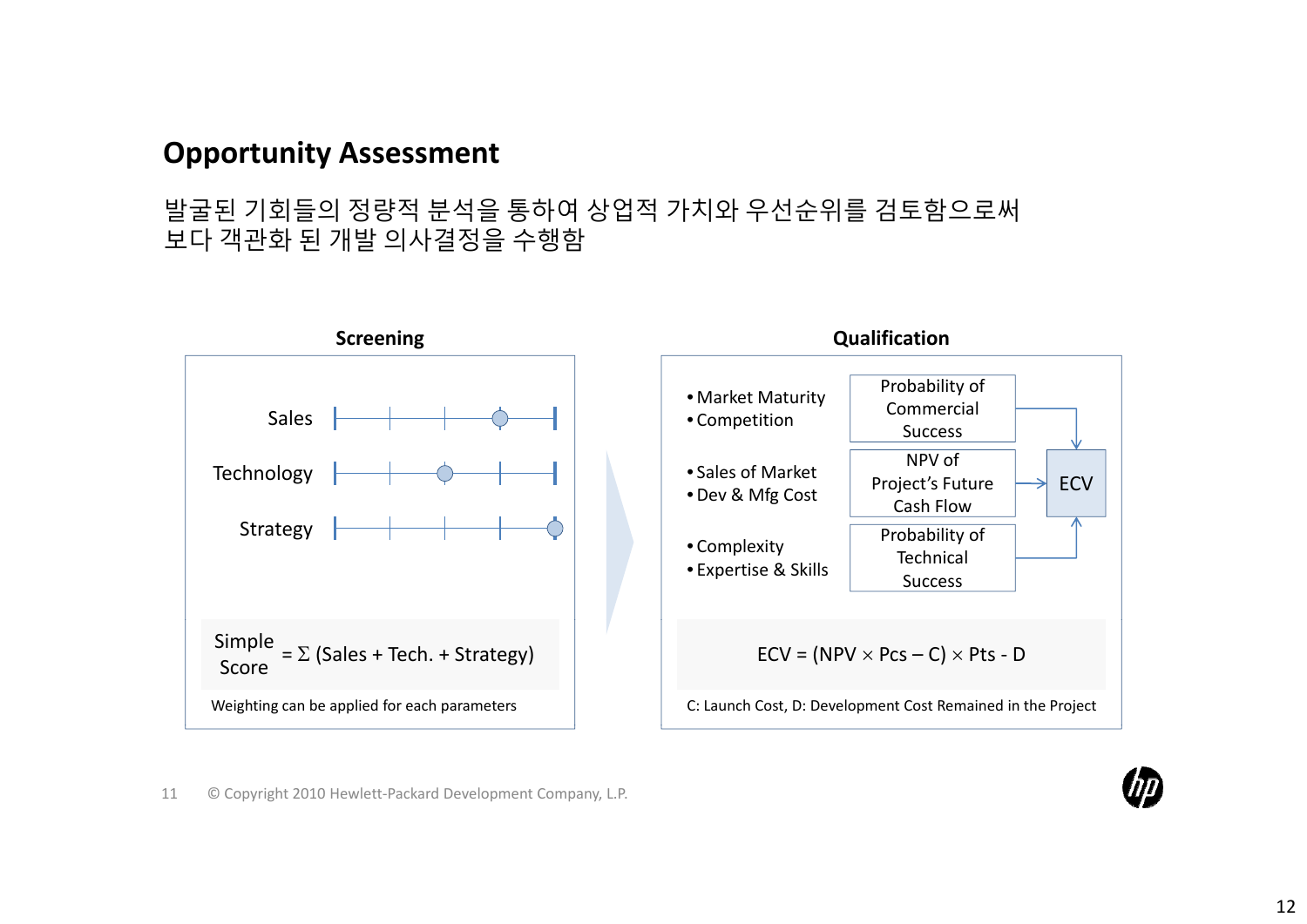# Opportunity Assessment

발굴된 기회들의 정량적 분석을 통하여 상업적 가치와 우선순위를 검토함으로써 보다 객관화 된 개발 의사결정을 수행함

## Screening

Sales

Technology

Strategy

Simple Score = Σ (Sales + Tech. + Strategy)

Weighting can be applied for each parameters

## Qualification

- Market Maturity
- Competition

Probability of Commercial Success

- Sales of Market
- Dev & Mfg Cost

NPV of Project's Future Cash Flow

- Complexity
- Expertise & Skills

Probability of Technical Success

ECV

$$ECV = (NPV \times Pcs - C) \times Pts - D$$

C: Launch Cost, D: Development Cost Remained in the Project

© Copyright 2010 Hewlett-Packard Development Company, L.P.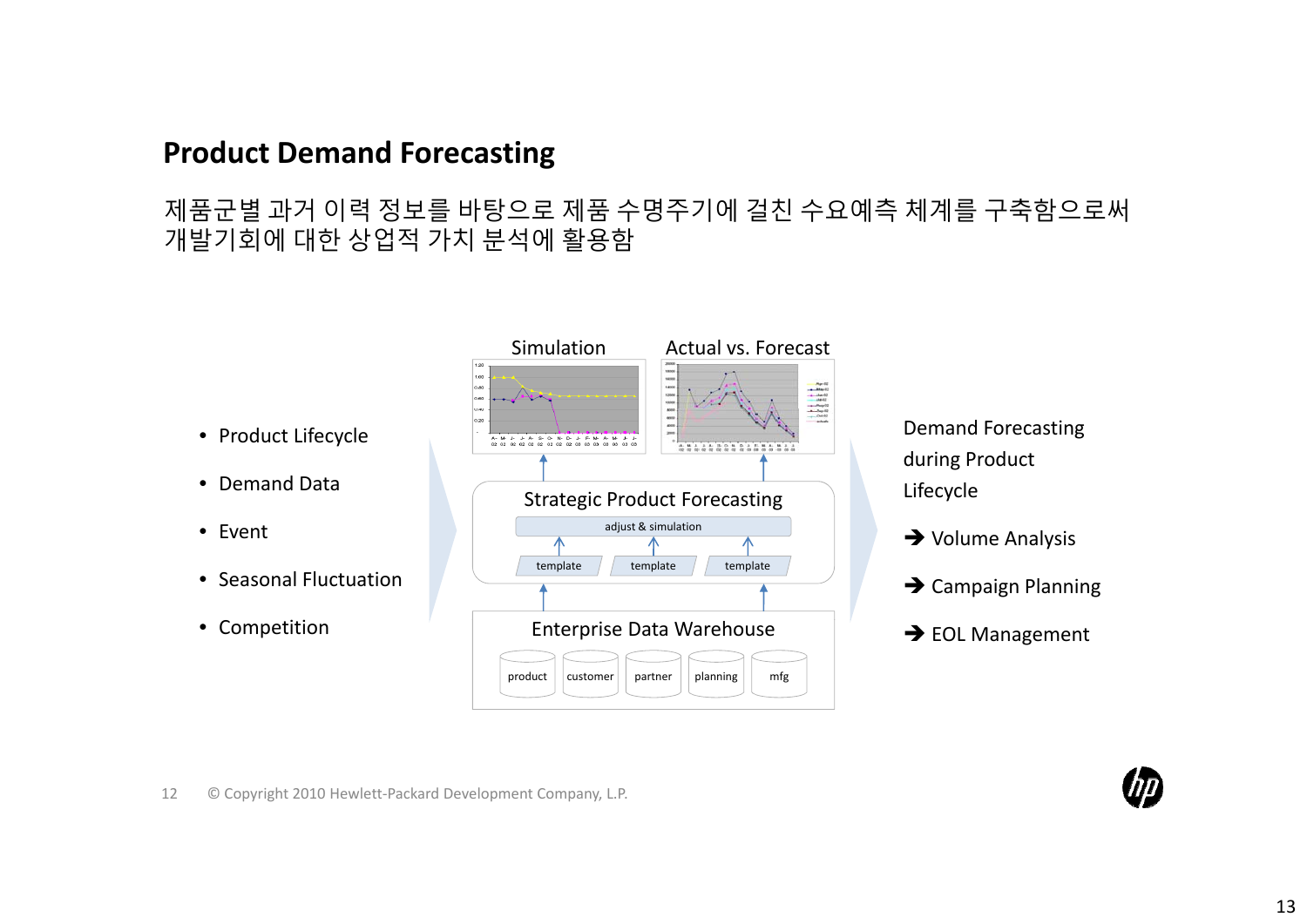# Product Demand Forecasting

제품군별 과거 이력 정보를 바탕으로 제품 수명주기에 걸친 수요예측 체계를 구축함으로써 개발기회에 대한 상업적 가치 분석에 활용함

- Product Lifecycle
- Demand Data
- Event
- Seasonal Fluctuation
- Competition

Simulation

Actual vs. Forecast

Strategic Product Forecasting

adjust & simulation

template

template

template

Enterprise Data Warehouse

product

customer

partner

planning

mfg

Demand Forecasting during Product Lifecycle

➔ Volume Analysis

➔ Campaign Planning

➔ EOL Management

© Copyright 2010 Hewlett-Packard Development Company, L.P.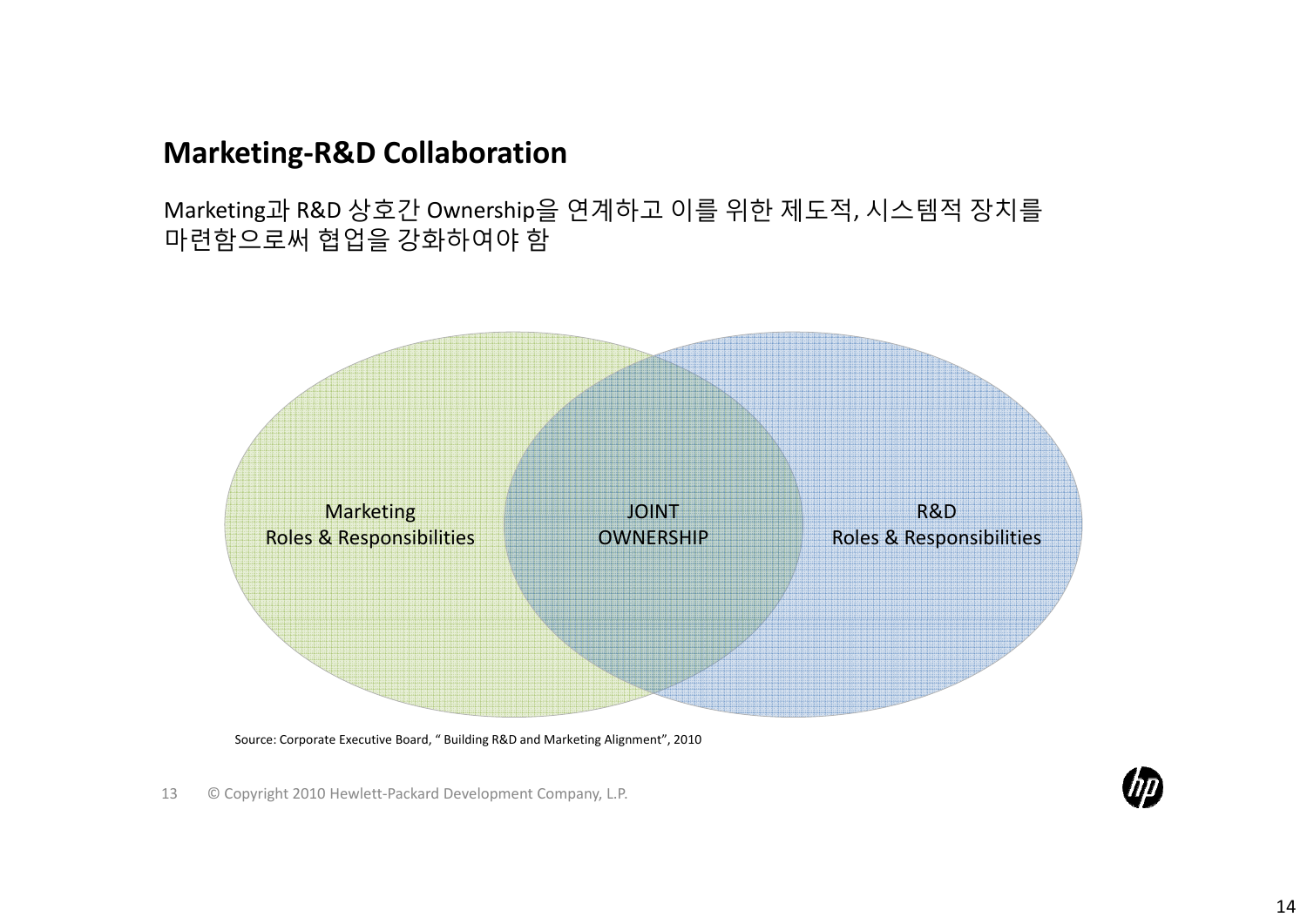## Marketing-R&D Collaboration

Marketing과 R&D 상호간 Ownership을 연계하고 이를 위한 제도적, 시스템적 장치를 마련함으로써 협업을 강화하여야 함

Marketing
Roles & Responsibilities

JOINT
OWNERSHIP

R&D
Roles & Responsibilities

Source: Corporate Executive Board, " Building R&D and Marketing Alignment", 2010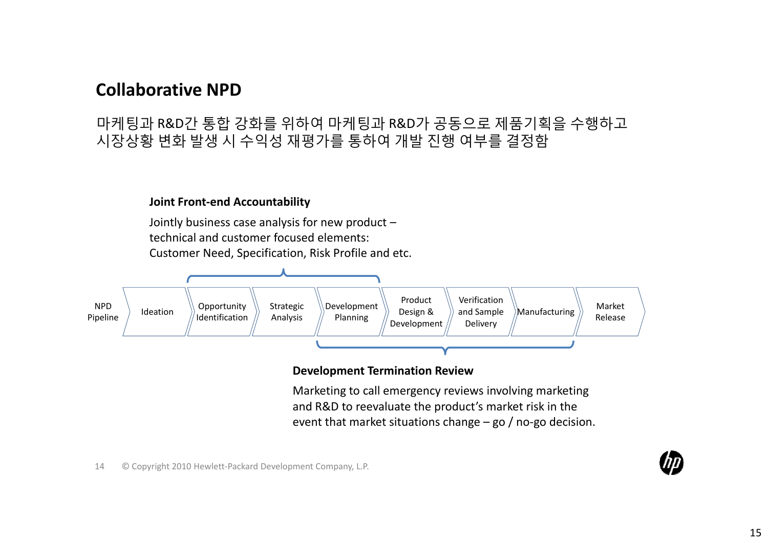## Collaborative NPD

마케팅과 R&D간 통합 강화를 위하여 마케팅과 R&D가 공동으로 제품기획을 수행하고
시장상황 변화 발생 시 수익성 재평가를 통하여 개발 진행 여부를 결정함

**Joint Front-end Accountability**

Jointly business case analysis for new product –
technical and customer focused elements:
Customer Need, Specification, Risk Profile and etc.

NPD Pipeline: Ideation → Opportunity Identification → Strategic Analysis → Development Planning → Product Design & Development → Verification and Sample Delivery → Manufacturing → Market Release

**Development Termination Review**

Marketing to call emergency reviews involving marketing and R&D to reevaluate the product's market risk in the event that market situations change – go / no-go decision.

© Copyright 2010 Hewlett-Packard Development Company, L.P.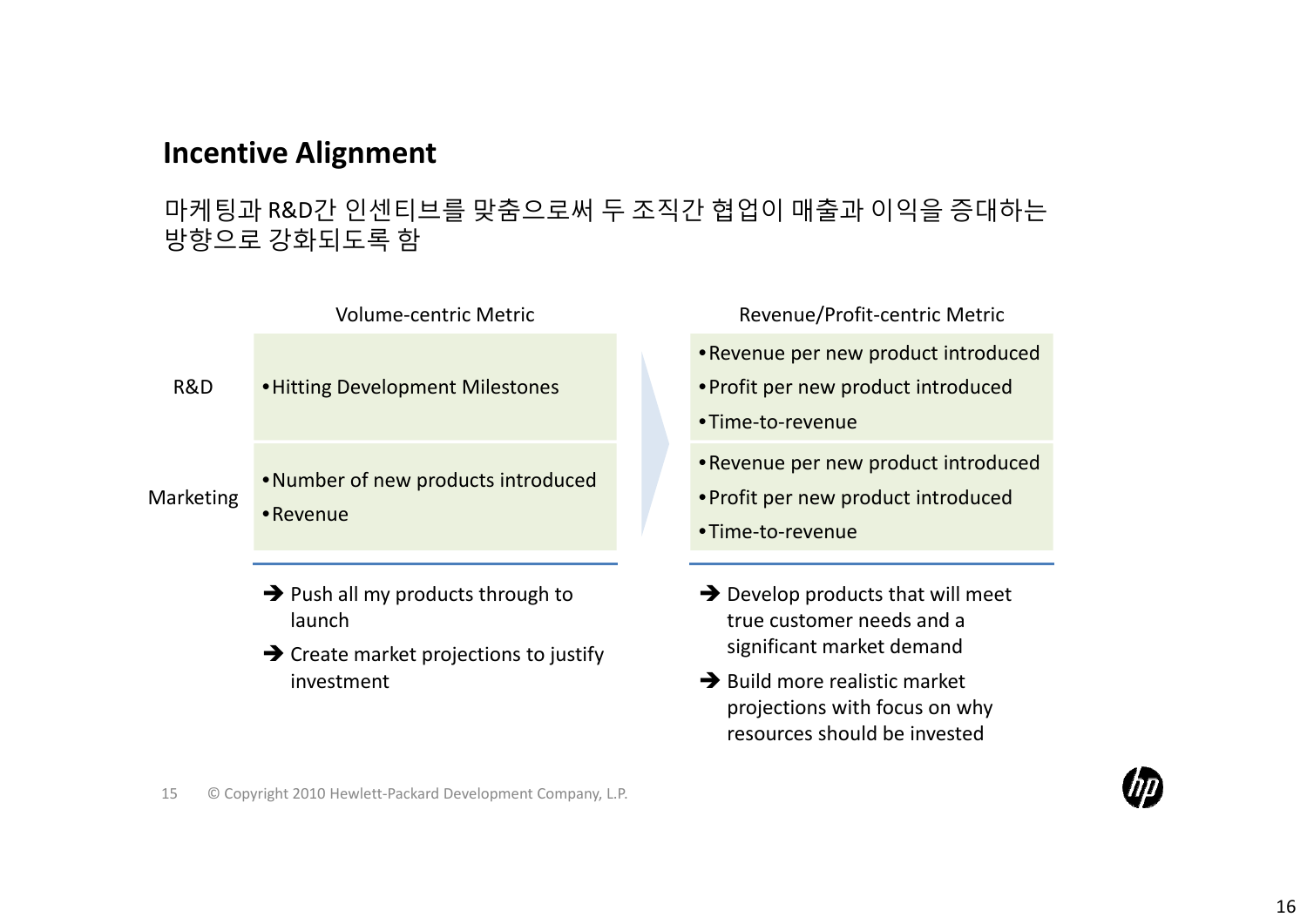## Incentive Alignment

마케팅과 R&D간 인센티브를 맞춤으로써 두 조직간 협업이 매출과 이익을 증대하는 방향으로 강화되도록 함

| | Volume-centric Metric | Revenue/Profit-centric Metric |
|---|---|---|
| R&D | • Hitting Development Milestones | • Revenue per new product introduced<br>• Profit per new product introduced<br>• Time-to-revenue |
| Marketing | • Number of new products introduced<br>• Revenue | • Revenue per new product introduced<br>• Profit per new product introduced<br>• Time-to-revenue |
| | ➔ Push all my products through to launch<br>➔ Create market projections to justify investment | ➔ Develop products that will meet true customer needs and a significant market demand<br>➔ Build more realistic market projections with focus on why resources should be invested |

© Copyright 2010 Hewlett-Packard Development Company, L.P.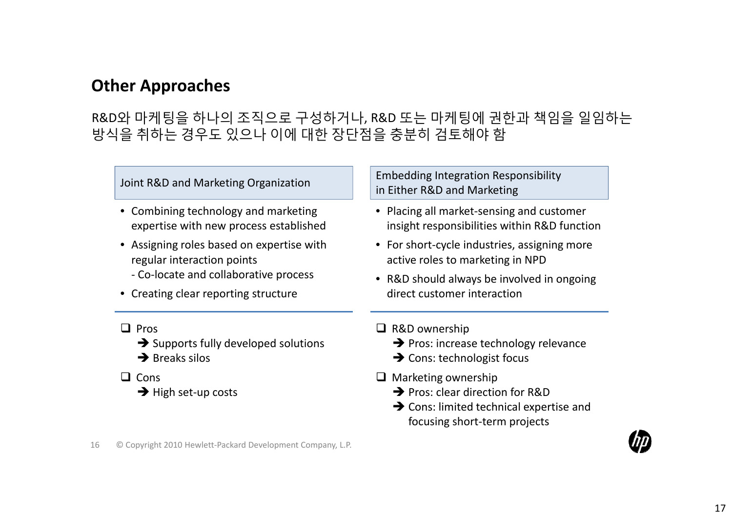## Other Approaches

R&D와 마케팅을 하나의 조직으로 구성하거나, R&D 또는 마케팅에 권한과 책임을 일임하는 방식을 취하는 경우도 있으나 이에 대한 장단점을 충분히 검토해야 함

### Joint R&D and Marketing Organization

- Combining technology and marketing expertise with new process established
- Assigning roles based on expertise with regular interaction points
  - Co-locate and collaborative process
- Creating clear reporting structure

❑ Pros
  ➔ Supports fully developed solutions
  ➔ Breaks silos

❑ Cons
  ➔ High set-up costs

### Embedding Integration Responsibility in Either R&D and Marketing

- Placing all market-sensing and customer insight responsibilities within R&D function
- For short-cycle industries, assigning more active roles to marketing in NPD
- R&D should always be involved in ongoing direct customer interaction

❑ R&D ownership
  ➔ Pros: increase technology relevance
  ➔ Cons: technologist focus

❑ Marketing ownership
  ➔ Pros: clear direction for R&D
  ➔ Cons: limited technical expertise and focusing short-term projects

© Copyright 2010 Hewlett-Packard Development Company, L.P.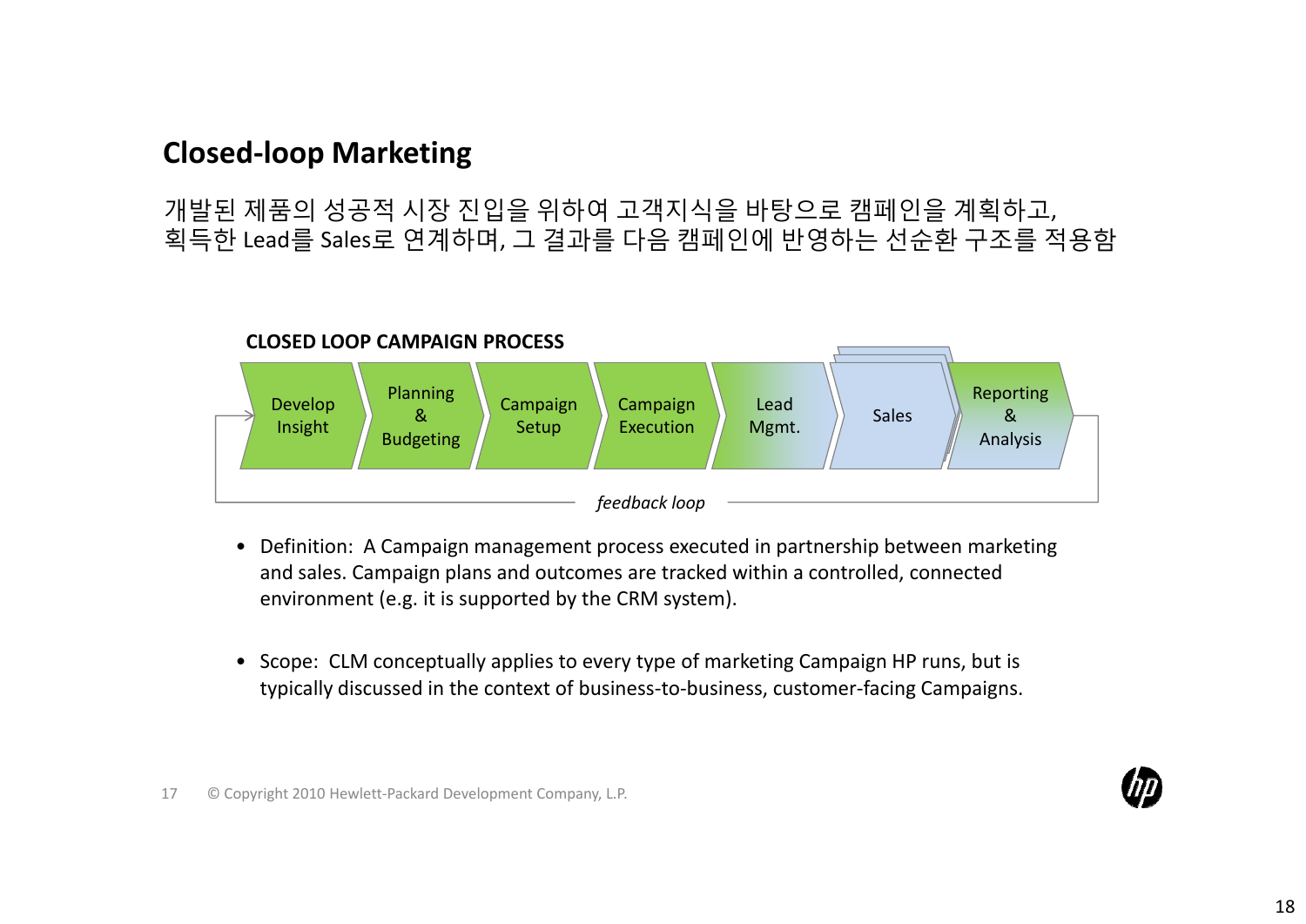## Closed-loop Marketing

개발된 제품의 성공적 시장 진입을 위하여 고객지식을 바탕으로 캠페인을 계획하고,
획득한 Lead를 Sales로 연계하며, 그 결과를 다음 캠페인에 반영하는 선순환 구조를 적용함

**CLOSED LOOP CAMPAIGN PROCESS**

Develop Insight → Planning & Budgeting → Campaign Setup → Campaign Execution → Lead Mgmt. → Sales → Reporting & Analysis

*feedback loop*

- Definition: A Campaign management process executed in partnership between marketing and sales. Campaign plans and outcomes are tracked within a controlled, connected environment (e.g. it is supported by the CRM system).

- Scope: CLM conceptually applies to every type of marketing Campaign HP runs, but is typically discussed in the context of business-to-business, customer-facing Campaigns.

© Copyright 2010 Hewlett-Packard Development Company, L.P.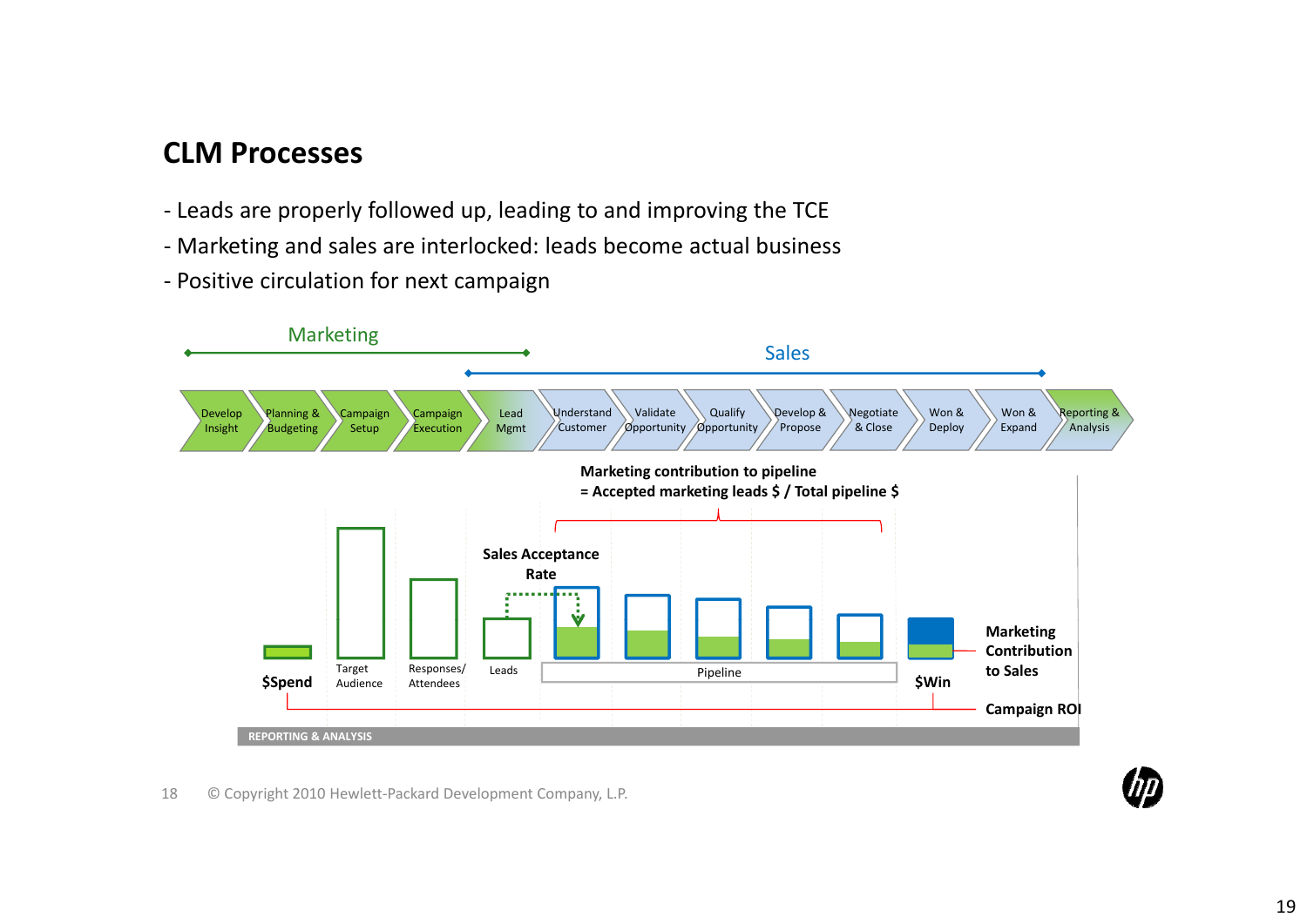# CLM Processes

- Leads are properly followed up, leading to and improving the TCE
- Marketing and sales are interlocked: leads become actual business
- Positive circulation for next campaign

Marketing

Sales

Develop Insight | Planning & Budgeting | Campaign Setup | Campaign Execution | Lead Mgmt | Understand Customer | Validate Opportunity | Qualify Opportunity | Develop & Propose | Negotiate & Close | Won & Deploy | Won & Expand | Reporting & Analysis

**Marketing contribution to pipeline**
**= Accepted marketing leads $ / Total pipeline $**

**Sales Acceptance Rate**

**$Spend** | Target Audience | Responses/ Attendees | Leads | Pipeline | **$Win**

**Marketing Contribution to Sales**

**Campaign ROI**

REPORTING & ANALYSIS

© Copyright 2010 Hewlett-Packard Development Company, L.P.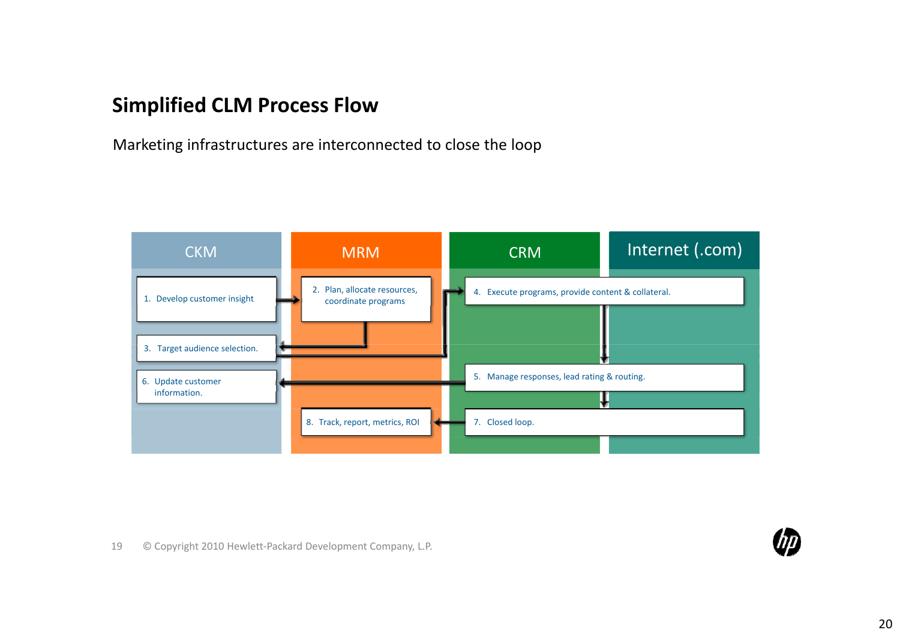## Simplified CLM Process Flow

Marketing infrastructures are interconnected to close the loop

| CKM | MRM | CRM | Internet (.com) |
|---|---|---|---|
| 1. Develop customer insight | 2. Plan, allocate resources, coordinate programs | 4. Execute programs, provide content & collateral. | |
| 3. Target audience selection. | | | |
| 6. Update customer information. | | 5. Manage responses, lead rating & routing. | |
| | 8. Track, report, metrics, ROI | 7. Closed loop. | |

© Copyright 2010 Hewlett-Packard Development Company, L.P.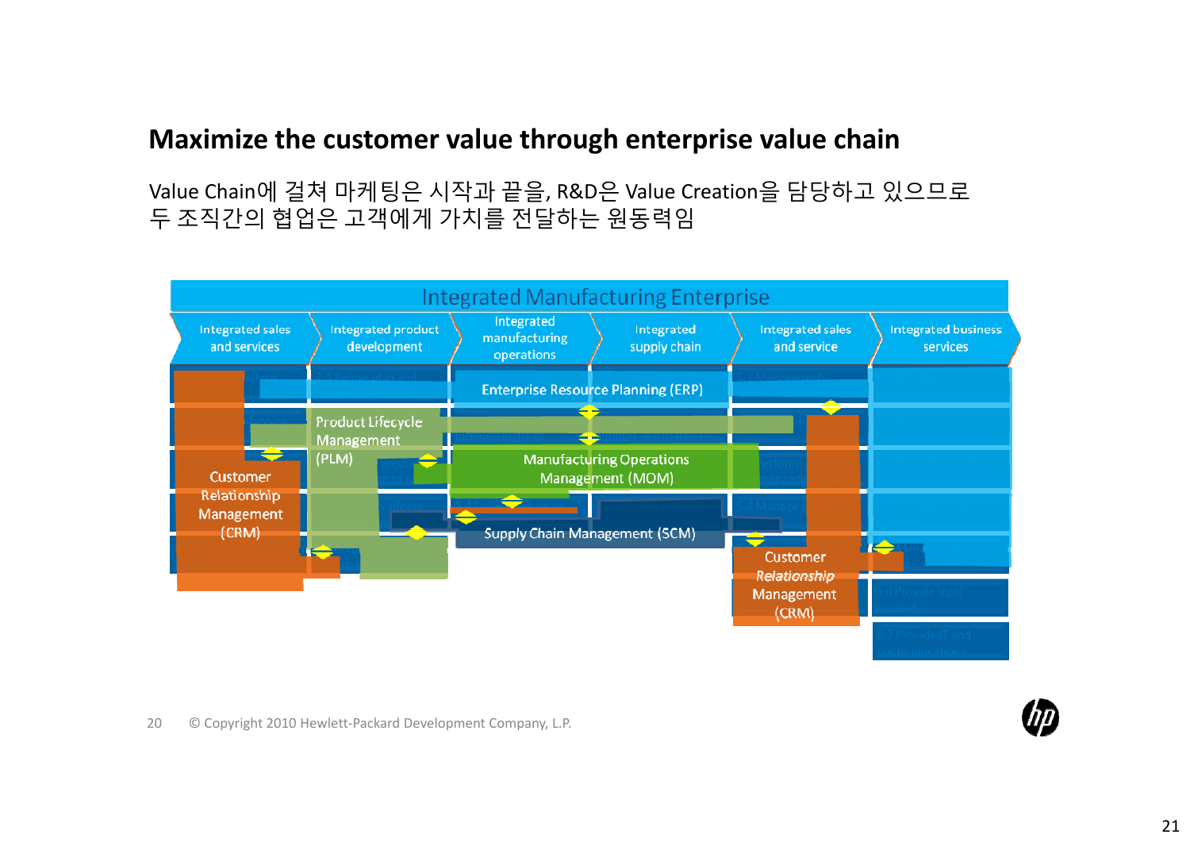## Maximize the customer value through enterprise value chain

Value Chain에 걸쳐 마케팅은 시작과 끝을, R&D은 Value Creation을 담당하고 있으므로 두 조직간의 협업은 고객에게 가치를 전달하는 원동력임

Integrated Manufacturing Enterprise

- Integrated sales and services
- Integrated product development
- Integrated manufacturing operations
- Integrated supply chain
- Integrated sales and service
- Integrated business services

Enterprise Resource Planning (ERP)

Product Lifecycle Management (PLM)

Manufacturing Operations Management (MOM)

Customer Relationship Management (CRM)

Supply Chain Management (SCM)

Customer Relationship Management (CRM)

© Copyright 2010 Hewlett-Packard Development Company, L.P.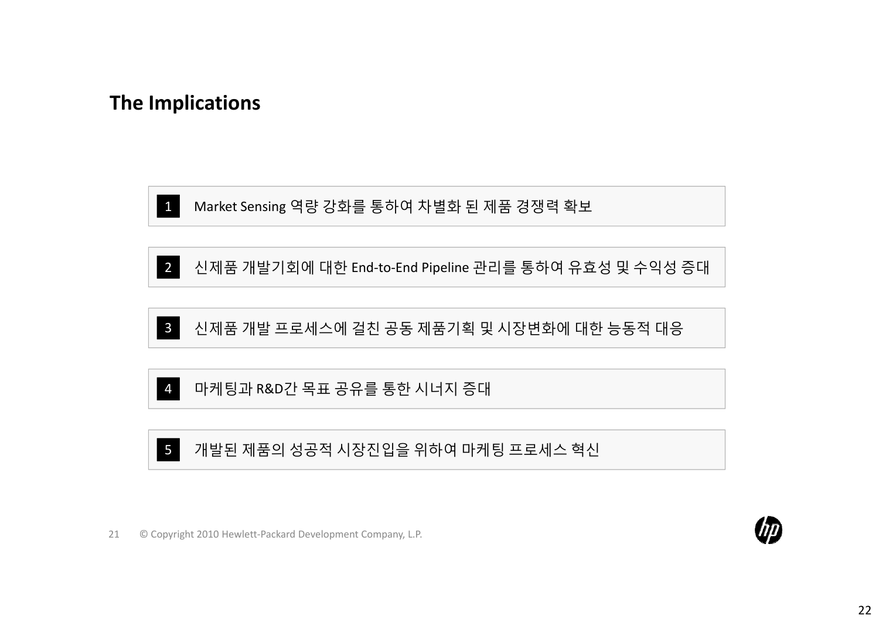## The Implications

1. Market Sensing 역량 강화를 통하여 차별화 된 제품 경쟁력 확보
2. 신제품 개발기회에 대한 End-to-End Pipeline 관리를 통하여 유효성 및 수익성 증대
3. 신제품 개발 프로세스에 걸친 공동 제품기획 및 시장변화에 대한 능동적 대응
4. 마케팅과 R&D간 목표 공유를 통한 시너지 증대
5. 개발된 제품의 성공적 시장진입을 위하여 마케팅 프로세스 혁신

© Copyright 2010 Hewlett-Packard Development Company, L.P.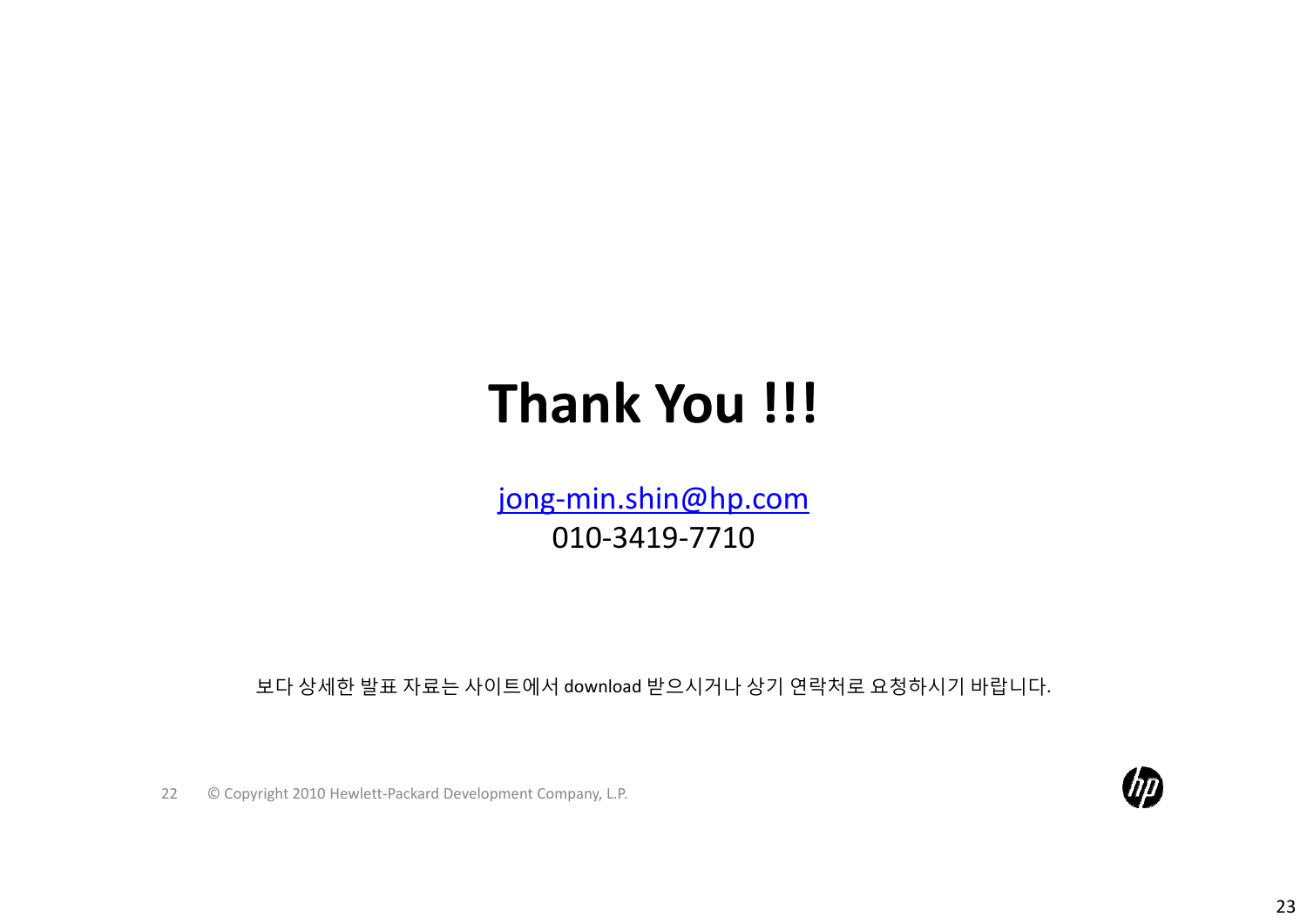# Thank You !!!

jong-min.shin@hp.com
010-3419-7710

보다 상세한 발표 자료는 사이트에서 download 받으시거나 상기 연락처로 요청하시기 바랍니다.

© Copyright 2010 Hewlett-Packard Development Company, L.P.